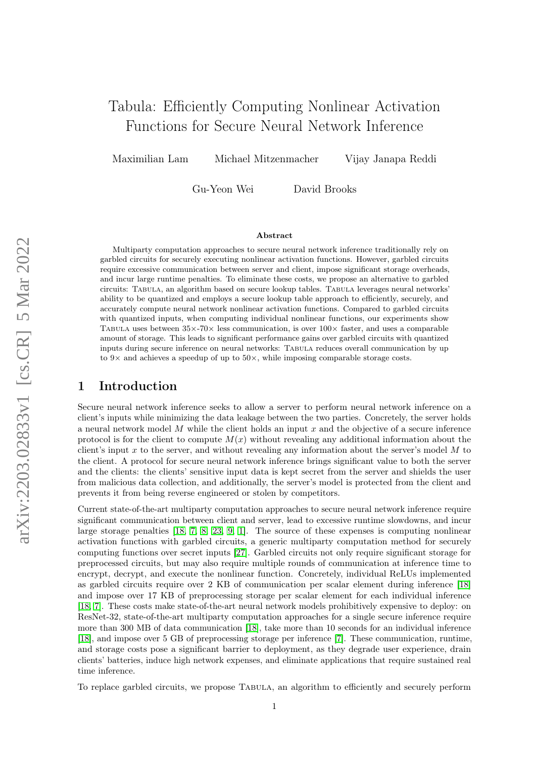# Tabula: Efficiently Computing Nonlinear Activation Functions for Secure Neural Network Inference

Maximilian Lam   Michael Mitzenmacher   Vijay Janapa Reddi

Gu-Yeon Wei   David Brooks

### Abstract

Multiparty computation approaches to secure neural network inference traditionally rely on garbled circuits for securely executing nonlinear activation functions. However, garbled circuits require excessive communication between server and client, impose significant storage overheads, and incur large runtime penalties. To eliminate these costs, we propose an alternative to garbled circuits: Tabula, an algorithm based on secure lookup tables. Tabula leverages neural networks' ability to be quantized and employs a secure lookup table approach to efficiently, securely, and accurately compute neural network nonlinear activation functions. Compared to garbled circuits with quantized inputs, when computing individual nonlinear functions, our experiments show Tabula uses between 35×-70× less communication, is over 100× faster, and uses a comparable amount of storage. This leads to significant performance gains over garbled circuits with quantized inputs during secure inference on neural networks: Tabula reduces overall communication by up to 9× and achieves a speedup of up to 50×, while imposing comparable storage costs.

## 1 Introduction

Secure neural network inference seeks to allow a server to perform neural network inference on a client's inputs while minimizing the data leakage between the two parties. Concretely, the server holds a neural network model $M$ while the client holds an input $x$ and the objective of a secure inference protocol is for the client to compute $M(x)$ without revealing any additional information about the client's input $x$ to the server, and without revealing any information about the server's model $M$ to the client. A protocol for secure neural network inference brings significant value to both the server and the clients: the clients' sensitive input data is kept secret from the server and shields the user from malicious data collection, and additionally, the server's model is protected from the client and prevents it from being reverse engineered or stolen by competitors.

Current state-of-the-art multiparty computation approaches to secure neural network inference require significant communication between client and server, lead to excessive runtime slowdowns, and incur large storage penalties [18, 7, 8, 23, 9, 1]. The source of these expenses is computing nonlinear activation functions with garbled circuits, a generic multiparty computation method for securely computing functions over secret inputs [27]. Garbled circuits not only require significant storage for preprocessed circuits, but may also require multiple rounds of communication at inference time to encrypt, decrypt, and execute the nonlinear function. Concretely, individual ReLUs implemented as garbled circuits require over 2 KB of communication per scalar element during inference [18] and impose over 17 KB of preprocessing storage per scalar element for each individual inference [18, 7]. These costs make state-of-the-art neural network models prohibitively expensive to deploy: on ResNet-32, state-of-the-art multiparty computation approaches for a single secure inference require more than 300 MB of data communication [18], take more than 10 seconds for an individual inference [18], and impose over 5 GB of preprocessing storage per inference [7]. These communication, runtime, and storage costs pose a significant barrier to deployment, as they degrade user experience, drain clients' batteries, induce high network expenses, and eliminate applications that require sustained real time inference.

To replace garbled circuits, we propose Tabula, an algorithm to efficiently and securely perform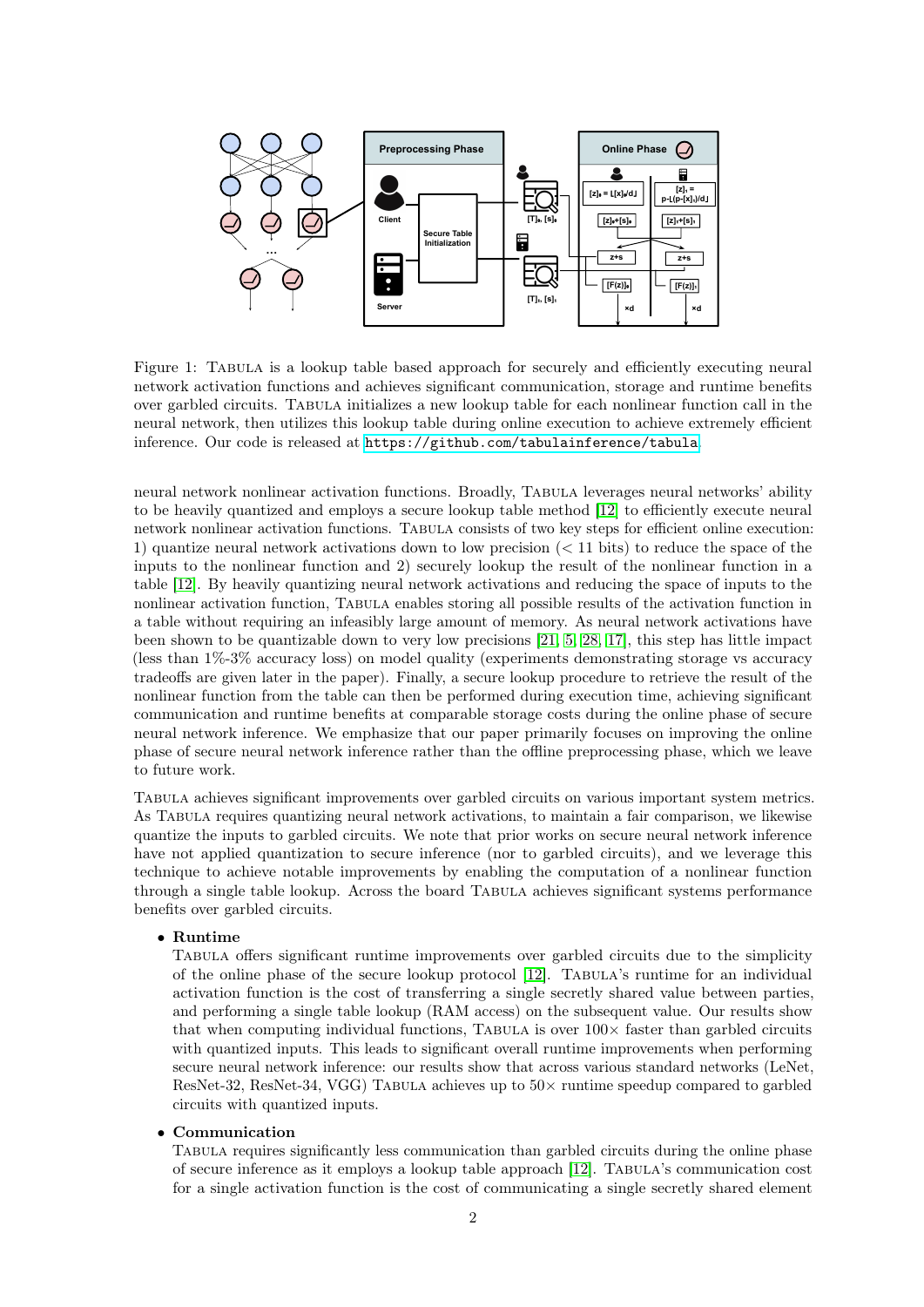Figure 1: Tabula is a lookup table based approach for securely and efficiently executing neural network activation functions and achieves significant communication, storage and runtime benefits over garbled circuits. Tabula initializes a new lookup table for each nonlinear function call in the neural network, then utilizes this lookup table during online execution to achieve extremely efficient inference. Our code is released at https://github.com/tabulainference/tabula.

neural network nonlinear activation functions. Broadly, Tabula leverages neural networks' ability to be heavily quantized and employs a secure lookup table method [12] to efficiently execute neural network nonlinear activation functions. Tabula consists of two key steps for efficient online execution: 1) quantize neural network activations down to low precision ($<11$ bits) to reduce the space of the inputs to the nonlinear function and 2) securely lookup the result of the nonlinear function in a table [12]. By heavily quantizing neural network activations and reducing the space of inputs to the nonlinear activation function, Tabula enables storing all possible results of the activation function in a table without requiring an infeasibly large amount of memory. As neural network activations have been shown to be quantizable down to very low precisions [21, 5, 28, 17], this step has little impact (less than 1%-3% accuracy loss) on model quality (experiments demonstrating storage vs accuracy tradeoffs are given later in the paper). Finally, a secure lookup procedure to retrieve the result of the nonlinear function from the table can then be performed during execution time, achieving significant communication and runtime benefits at comparable storage costs during the online phase of secure neural network inference. We emphasize that our paper primarily focuses on improving the online phase of secure neural network inference rather than the offline preprocessing phase, which we leave to future work.

Tabula achieves significant improvements over garbled circuits on various important system metrics. As Tabula requires quantizing neural network activations, to maintain a fair comparison, we likewise quantize the inputs to garbled circuits. We note that prior works on secure neural network inference have not applied quantization to secure inference (nor to garbled circuits), and we leverage this technique to achieve notable improvements by enabling the computation of a nonlinear function through a single table lookup. Across the board Tabula achieves significant systems performance benefits over garbled circuits.

- **Runtime**
  Tabula offers significant runtime improvements over garbled circuits due to the simplicity of the online phase of the secure lookup protocol [12]. Tabula's runtime for an individual activation function is the cost of transferring a single secretly shared value between parties, and performing a single table lookup (RAM access) on the subsequent value. Our results show that when computing individual functions, Tabula is over $100\times$ faster than garbled circuits with quantized inputs. This leads to significant overall runtime improvements when performing secure neural network inference: our results show that across various standard networks (LeNet, ResNet-32, ResNet-34, VGG) Tabula achieves up to $50\times$ runtime speedup compared to garbled circuits with quantized inputs.

- **Communication**
  Tabula requires significantly less communication than garbled circuits during the online phase of secure inference as it employs a lookup table approach [12]. Tabula's communication cost for a single activation function is the cost of communicating a single secretly shared element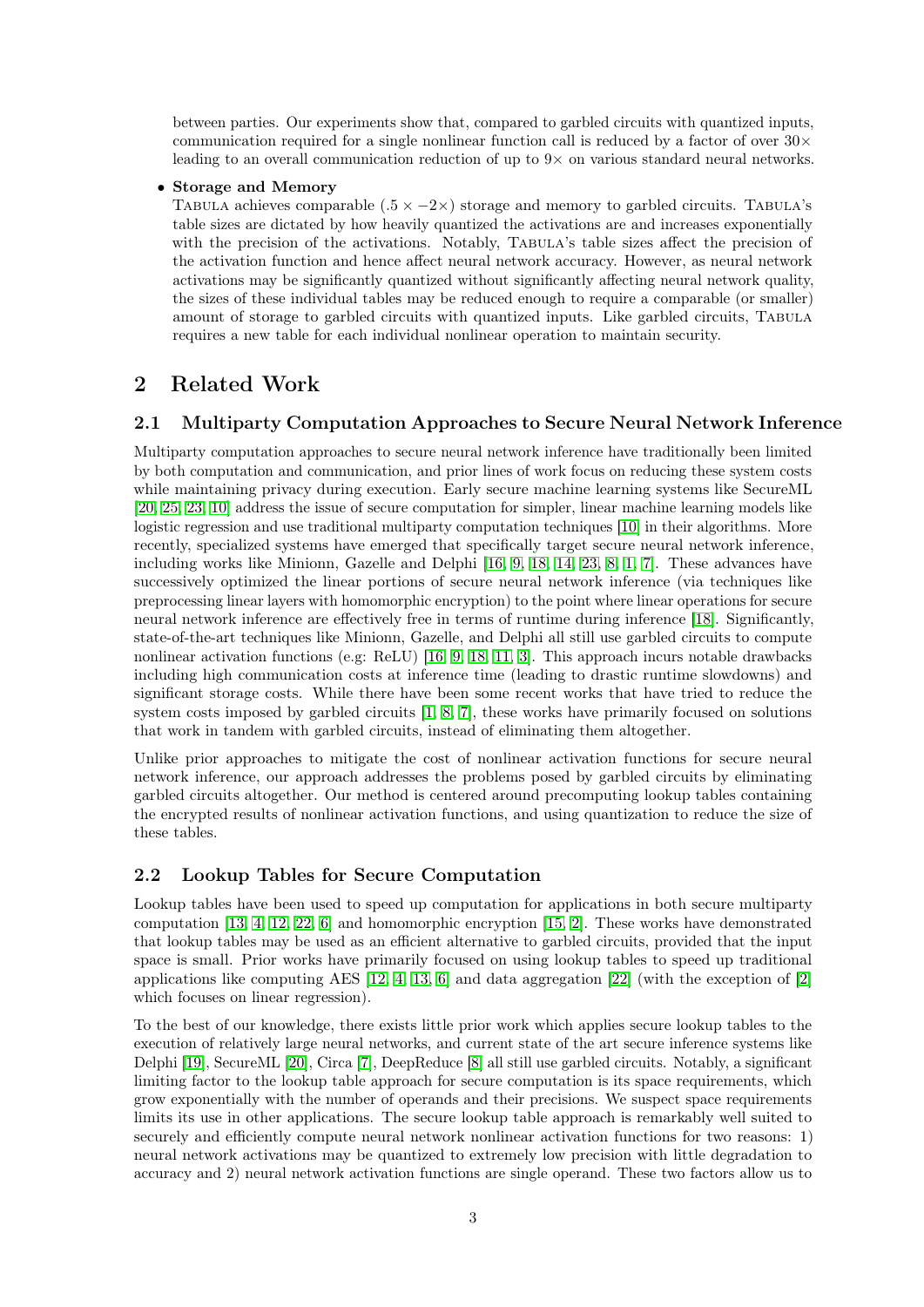between parties. Our experiments show that, compared to garbled circuits with quantized inputs, communication required for a single nonlinear function call is reduced by a factor of over $30\times$ leading to an overall communication reduction of up to $9\times$ on various standard neural networks.

- **Storage and Memory**
  Tabula achieves comparable ($.5\times - 2\times$) storage and memory to garbled circuits. Tabula's table sizes are dictated by how heavily quantized the activations are and increases exponentially with the precision of the activations. Notably, Tabula's table sizes affect the precision of the activation function and hence affect neural network accuracy. However, as neural network activations may be significantly quantized without significantly affecting neural network quality, the sizes of these individual tables may be reduced enough to require a comparable (or smaller) amount of storage to garbled circuits with quantized inputs. Like garbled circuits, Tabula requires a new table for each individual nonlinear operation to maintain security.

## 2 Related Work

### 2.1 Multiparty Computation Approaches to Secure Neural Network Inference

Multiparty computation approaches to secure neural network inference have traditionally been limited by both computation and communication, and prior lines of work focus on reducing these system costs while maintaining privacy during execution. Early secure machine learning systems like SecureML [20, 25, 23, 10] address the issue of secure computation for simpler, linear machine learning models like logistic regression and use traditional multiparty computation techniques [10] in their algorithms. More recently, specialized systems have emerged that specifically target secure neural network inference, including works like Minionn, Gazelle and Delphi [16, 9, 18, 14, 23, 8, 1, 7]. These advances have successively optimized the linear portions of secure neural network inference (via techniques like preprocessing linear layers with homomorphic encryption) to the point where linear operations for secure neural network inference are effectively free in terms of runtime during inference [18]. Significantly, state-of-the-art techniques like Minionn, Gazelle, and Delphi all still use garbled circuits to compute nonlinear activation functions (e.g: ReLU) [16, 9, 18, 11, 3]. This approach incurs notable drawbacks including high communication costs at inference time (leading to drastic runtime slowdowns) and significant storage costs. While there have been some recent works that have tried to reduce the system costs imposed by garbled circuits [1, 8, 7], these works have primarily focused on solutions that work in tandem with garbled circuits, instead of eliminating them altogether.

Unlike prior approaches to mitigate the cost of nonlinear activation functions for secure neural network inference, our approach addresses the problems posed by garbled circuits by eliminating garbled circuits altogether. Our method is centered around precomputing lookup tables containing the encrypted results of nonlinear activation functions, and using quantization to reduce the size of these tables.

### 2.2 Lookup Tables for Secure Computation

Lookup tables have been used to speed up computation for applications in both secure multiparty computation [13, 4, 12, 22, 6] and homomorphic encryption [15, 2]. These works have demonstrated that lookup tables may be used as an efficient alternative to garbled circuits, provided that the input space is small. Prior works have primarily focused on using lookup tables to speed up traditional applications like computing AES [12, 4, 13, 6] and data aggregation [22] (with the exception of [2] which focuses on linear regression).

To the best of our knowledge, there exists little prior work which applies secure lookup tables to the execution of relatively large neural networks, and current state of the art secure inference systems like Delphi [19], SecureML [20], Circa [7], DeepReduce [8] all still use garbled circuits. Notably, a significant limiting factor to the lookup table approach for secure computation is its space requirements, which grow exponentially with the number of operands and their precisions. We suspect space requirements limits its use in other applications. The secure lookup table approach is remarkably well suited to securely and efficiently compute neural network nonlinear activation functions for two reasons: 1) neural network activations may be quantized to extremely low precision with little degradation to accuracy and 2) neural network activation functions are single operand. These two factors allow us to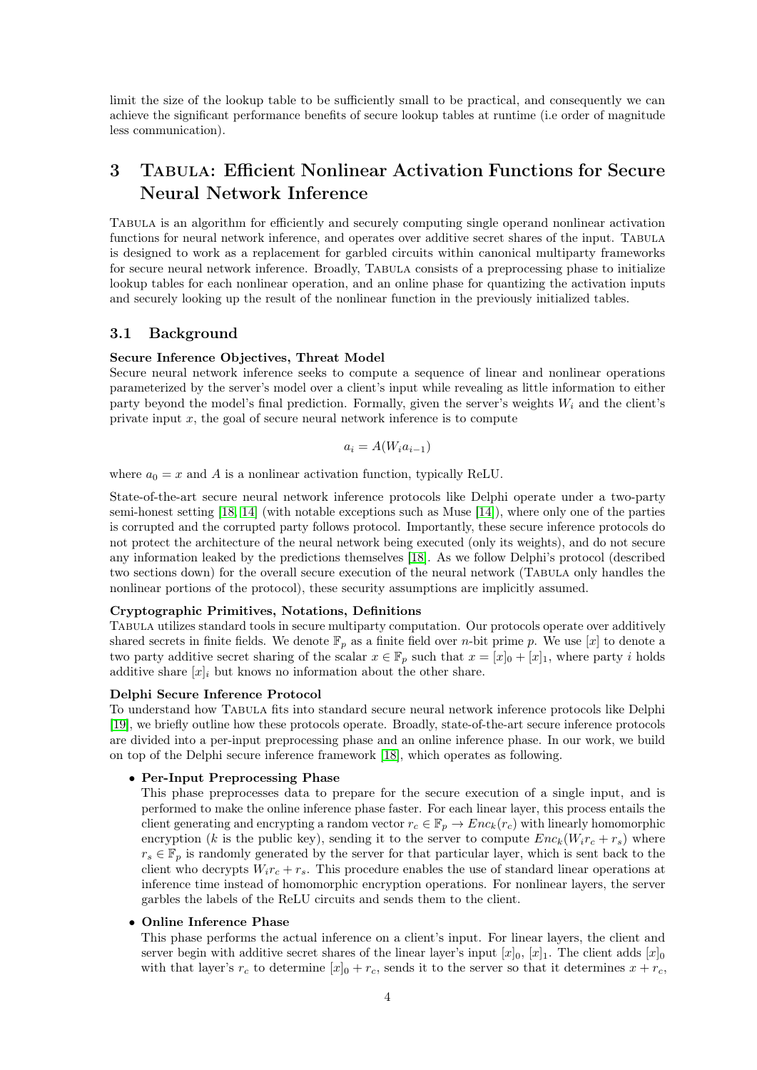limit the size of the lookup table to be sufficiently small to be practical, and consequently we can achieve the significant performance benefits of secure lookup tables at runtime (i.e order of magnitude less communication).

# 3 Tabula: Efficient Nonlinear Activation Functions for Secure Neural Network Inference

Tabula is an algorithm for efficiently and securely computing single operand nonlinear activation functions for neural network inference, and operates over additive secret shares of the input. Tabula is designed to work as a replacement for garbled circuits within canonical multiparty frameworks for secure neural network inference. Broadly, Tabula consists of a preprocessing phase to initialize lookup tables for each nonlinear operation, and an online phase for quantizing the activation inputs and securely looking up the result of the nonlinear function in the previously initialized tables.

## 3.1 Background

**Secure Inference Objectives, Threat Model**

Secure neural network inference seeks to compute a sequence of linear and nonlinear operations parameterized by the server's model over a client's input while revealing as little information to either party beyond the model's final prediction. Formally, given the server's weights $W_i$ and the client's private input $x$, the goal of secure neural network inference is to compute

$$a_i = A(W_i a_{i-1})$$

where $a_0 = x$ and $A$ is a nonlinear activation function, typically ReLU.

State-of-the-art secure neural network inference protocols like Delphi operate under a two-party semi-honest setting [18, 14] (with notable exceptions such as Muse [14]), where only one of the parties is corrupted and the corrupted party follows protocol. Importantly, these secure inference protocols do not protect the architecture of the neural network being executed (only its weights), and do not secure any information leaked by the predictions themselves [18]. As we follow Delphi's protocol (described two sections down) for the overall secure execution of the neural network (Tabula only handles the nonlinear portions of the protocol), these security assumptions are implicitly assumed.

**Cryptographic Primitives, Notations, Definitions**

Tabula utilizes standard tools in secure multiparty computation. Our protocols operate over additively shared secrets in finite fields. We denote $\mathbb{F}_p$ as a finite field over $n$-bit prime $p$. We use $[x]$ to denote a two party additive secret sharing of the scalar $x \in \mathbb{F}_p$ such that $x = [x]_0 + [x]_1$, where party $i$ holds additive share $[x]_i$ but knows no information about the other share.

**Delphi Secure Inference Protocol**

To understand how Tabula fits into standard secure neural network inference protocols like Delphi [19], we briefly outline how these protocols operate. Broadly, state-of-the-art secure inference protocols are divided into a per-input preprocessing phase and an online inference phase. In our work, we build on top of the Delphi secure inference framework [18], which operates as following.

- **Per-Input Preprocessing Phase**
  This phase preprocesses data to prepare for the secure execution of a single input, and is performed to make the online inference phase faster. For each linear layer, this process entails the client generating and encrypting a random vector $r_c \in \mathbb{F}_p \rightarrow Enc_k(r_c)$ with linearly homomorphic encryption ($k$ is the public key), sending it to the server to compute $Enc_k(W_i r_c + r_s)$ where $r_s \in \mathbb{F}_p$ is randomly generated by the server for that particular layer, which is sent back to the client who decrypts $W_i r_c + r_s$. This procedure enables the use of standard linear operations at inference time instead of homomorphic encryption operations. For nonlinear layers, the server garbles the labels of the ReLU circuits and sends them to the client.

- **Online Inference Phase**
  This phase performs the actual inference on a client's input. For linear layers, the client and server begin with additive secret shares of the linear layer's input $[x]_0$, $[x]_1$. The client adds $[x]_0$ with that layer's $r_c$ to determine $[x]_0 + r_c$, sends it to the server so that it determines $x + r_c$,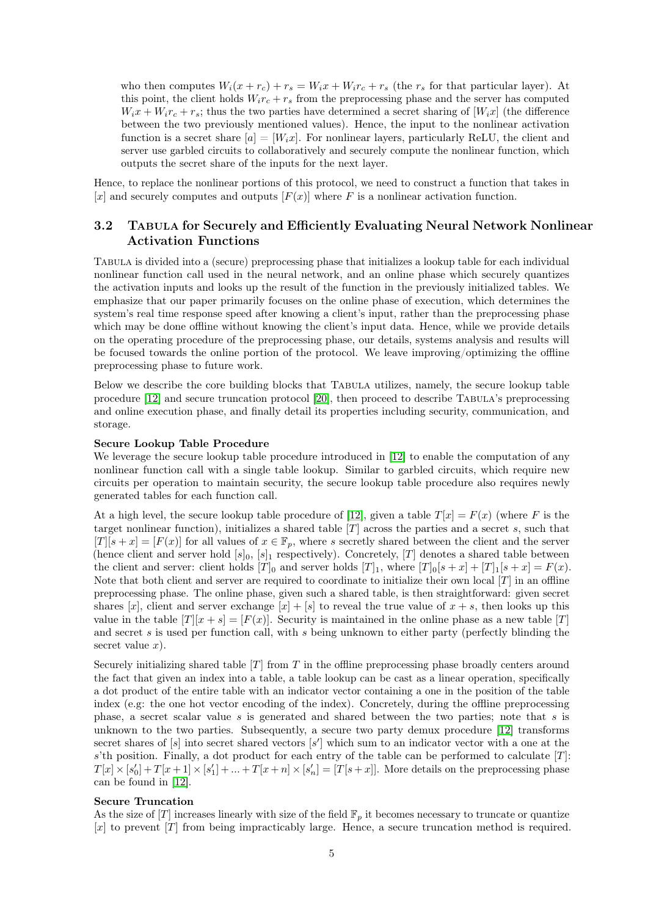who then computes $W_i(x + r_c) + r_s = W_i x + W_i r_c + r_s$ (the $r_s$ for that particular layer). At this point, the client holds $W_i r_c + r_s$ from the preprocessing phase and the server has computed $W_i x + W_i r_c + r_s$; thus the two parties have determined a secret sharing of $[W_i x]$ (the difference between the two previously mentioned values). Hence, the input to the nonlinear activation function is a secret share $[a] = [W_i x]$. For nonlinear layers, particularly ReLU, the client and server use garbled circuits to collaboratively and securely compute the nonlinear function, which outputs the secret share of the inputs for the next layer.

Hence, to replace the nonlinear portions of this protocol, we need to construct a function that takes in $[x]$ and securely computes and outputs $[F(x)]$ where $F$ is a nonlinear activation function.

## 3.2 Tabula for Securely and Efficiently Evaluating Neural Network Nonlinear Activation Functions

Tabula is divided into a (secure) preprocessing phase that initializes a lookup table for each individual nonlinear function call used in the neural network, and an online phase which securely quantizes the activation inputs and looks up the result of the function in the previously initialized tables. We emphasize that our paper primarily focuses on the online phase of execution, which determines the system's real time response speed after knowing a client's input, rather than the preprocessing phase which may be done offline without knowing the client's input data. Hence, while we provide details on the operating procedure of the preprocessing phase, our details, systems analysis and results will be focused towards the online portion of the protocol. We leave improving/optimizing the offline preprocessing phase to future work.

Below we describe the core building blocks that Tabula utilizes, namely, the secure lookup table procedure [12] and secure truncation protocol [20], then proceed to describe Tabula's preprocessing and online execution phase, and finally detail its properties including security, communication, and storage.

**Secure Lookup Table Procedure**

We leverage the secure lookup table procedure introduced in [12] to enable the computation of any nonlinear function call with a single table lookup. Similar to garbled circuits, which require new circuits per operation to maintain security, the secure lookup table procedure also requires newly generated tables for each function call.

At a high level, the secure lookup table procedure of [12], given a table $T[x] = F(x)$ (where $F$ is the target nonlinear function), initializes a shared table $[T]$ across the parties and a secret $s$, such that $[T][s + x] = [F(x)]$ for all values of $x \in \mathbb{F}_p$, where $s$ secretly shared between the client and the server (hence client and server hold $[s]_0$, $[s]_1$ respectively). Concretely, $[T]$ denotes a shared table between the client and server: client holds $[T]_0$ and server holds $[T]_1$, where $[T]_0[s+x] + [T]_1[s+x] = F(x)$. Note that both client and server are required to coordinate to initialize their own local $[T]$ in an offline preprocessing phase. The online phase, given such a shared table, is then straightforward: given secret shares $[x]$, client and server exchange $[x] + [s]$ to reveal the true value of $x + s$, then looks up this value in the table $[T][x + s] = [F(x)]$. Security is maintained in the online phase as a new table $[T]$ and secret $s$ is used per function call, with $s$ being unknown to either party (perfectly blinding the secret value $x$).

Securely initializing shared table $[T]$ from $T$ in the offline preprocessing phase broadly centers around the fact that given an index into a table, a table lookup can be cast as a linear operation, specifically a dot product of the entire table with an indicator vector containing a one in the position of the table index (e.g: the one hot vector encoding of the index). Concretely, during the offline preprocessing phase, a secret scalar value $s$ is generated and shared between the two parties; note that $s$ is unknown to the two parties. Subsequently, a secure two party demux procedure [12] transforms secret shares of $[s]$ into secret shared vectors $[s']$ which sum to an indicator vector with a one at the $s$'th position. Finally, a dot product for each entry of the table can be performed to calculate $[T]$: $T[x] \times [s'_0] + T[x+1] \times [s'_1] + ... + T[x+n] \times [s'_n] = [T[s+x]]$. More details on the preprocessing phase can be found in [12].

**Secure Truncation**

As the size of $[T]$ increases linearly with size of the field $\mathbb{F}_p$ it becomes necessary to truncate or quantize $[x]$ to prevent $[T]$ from being impractically large. Hence, a secure truncation method is required.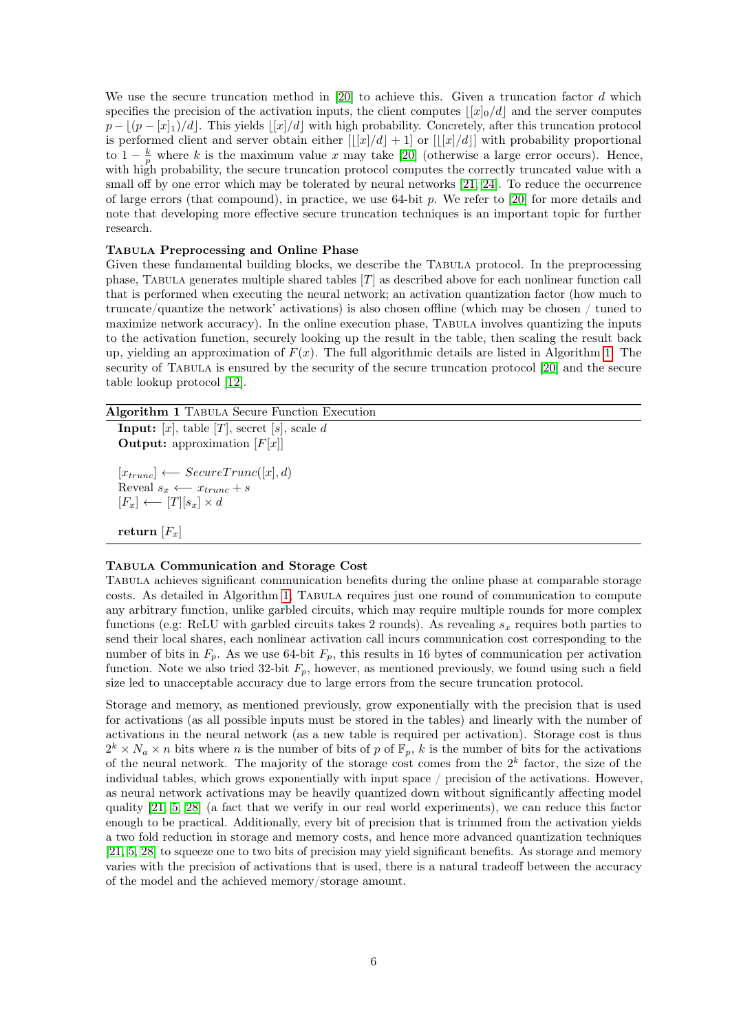We use the secure truncation method in [20] to achieve this. Given a truncation factor $d$ which specifies the precision of the activation inputs, the client computes $\lfloor [x]_0/d \rfloor$ and the server computes $p - \lfloor (p - [x]_1)/d \rfloor$. This yields $\lfloor [x]/d \rfloor$ with high probability. Concretely, after this truncation protocol is performed client and server obtain either $[\lfloor [x]/d \rfloor + 1]$ or $[\lfloor [x]/d \rfloor]$ with probability proportional to $1 - \frac{k}{p}$ where $k$ is the maximum value $x$ may take [20] (otherwise a large error occurs). Hence, with high probability, the secure truncation protocol computes the correctly truncated value with a small off by one error which may be tolerated by neural networks [21, 24]. To reduce the occurrence of large errors (that compound), in practice, we use 64-bit $p$. We refer to [20] for more details and note that developing more effective secure truncation techniques is an important topic for further research.

**Tabula Preprocessing and Online Phase**

Given these fundamental building blocks, we describe the Tabula protocol. In the preprocessing phase, Tabula generates multiple shared tables $[T]$ as described above for each nonlinear function call that is performed when executing the neural network; an activation quantization factor (how much to truncate/quantize the network' activations) is also chosen offline (which may be chosen / tuned to maximize network accuracy). In the online execution phase, Tabula involves quantizing the inputs to the activation function, securely looking up the result in the table, then scaling the result back up, yielding an approximation of $F(x)$. The full algorithmic details are listed in Algorithm 1. The security of Tabula is ensured by the security of the secure truncation protocol [20] and the secure table lookup protocol [12].

**Algorithm 1** Tabula Secure Function Execution

**Input:** $[x]$, table $[T]$, secret $[s]$, scale $d$
**Output:** approximation $[F[x]]$

$[x_{trunc}] \longleftarrow SecureTrunc([x], d)$
Reveal $s_x \longleftarrow x_{trunc} + s$
$[F_x] \longleftarrow [T][s_x] \times d$

**return** $[F_x]$

**Tabula Communication and Storage Cost**

Tabula achieves significant communication benefits during the online phase at comparable storage costs. As detailed in Algorithm 1, Tabula requires just one round of communication to compute any arbitrary function, unlike garbled circuits, which may require multiple rounds for more complex functions (e.g: ReLU with garbled circuits takes 2 rounds). As revealing $s_x$ requires both parties to send their local shares, each nonlinear activation call incurs communication cost corresponding to the number of bits in $F_p$. As we use 64-bit $F_p$, this results in 16 bytes of communication per activation function. Note we also tried 32-bit $F_p$, however, as mentioned previously, we found using such a field size led to unacceptable accuracy due to large errors from the secure truncation protocol.

Storage and memory, as mentioned previously, grow exponentially with the precision that is used for activations (as all possible inputs must be stored in the tables) and linearly with the number of activations in the neural network (as a new table is required per activation). Storage cost is thus $2^k \times N_a \times n$ bits where $n$ is the number of bits of $p$ of $\mathbb{F}_p$, $k$ is the number of bits for the activations of the neural network. The majority of the storage cost comes from the $2^k$ factor, the size of the individual tables, which grows exponentially with input space / precision of the activations. However, as neural network activations may be heavily quantized down without significantly affecting model quality [21, 5, 28] (a fact that we verify in our real world experiments), we can reduce this factor enough to be practical. Additionally, every bit of precision that is trimmed from the activation yields a two fold reduction in storage and memory costs, and hence more advanced quantization techniques [21, 5, 28] to squeeze one to two bits of precision may yield significant benefits. As storage and memory varies with the precision of activations that is used, there is a natural tradeoff between the accuracy of the model and the achieved memory/storage amount.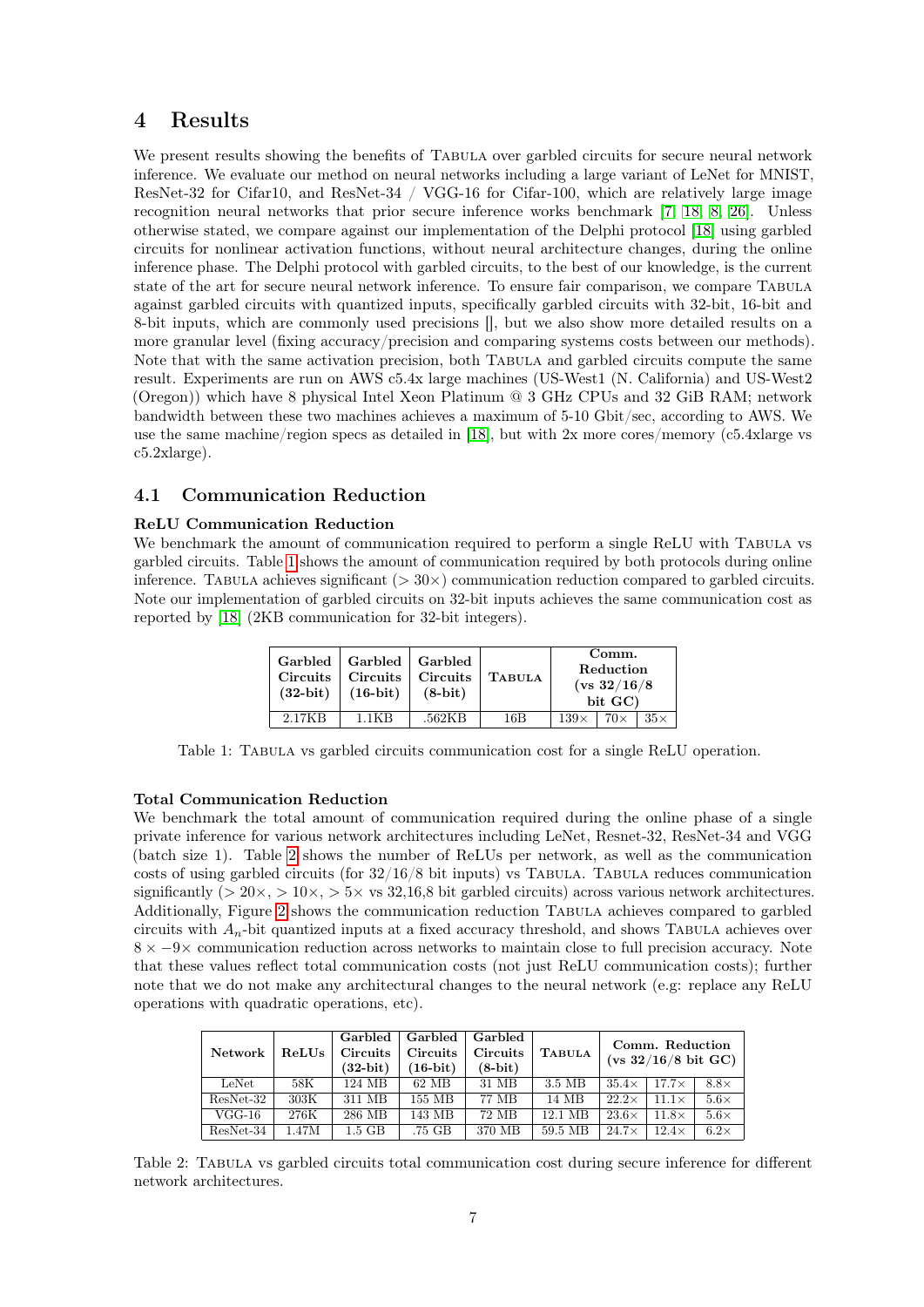## 4 Results

We present results showing the benefits of TABULA over garbled circuits for secure neural network inference. We evaluate our method on neural networks including a large variant of LeNet for MNIST, ResNet-32 for Cifar10, and ResNet-34 / VGG-16 for Cifar-100, which are relatively large image recognition neural networks that prior secure inference works benchmark [7, 18, 8, 26]. Unless otherwise stated, we compare against our implementation of the Delphi protocol [18] using garbled circuits for nonlinear activation functions, without neural architecture changes, during the online inference phase. The Delphi protocol with garbled circuits, to the best of our knowledge, is the current state of the art for secure neural network inference. To ensure fair comparison, we compare TABULA against garbled circuits with quantized inputs, specifically garbled circuits with 32-bit, 16-bit and 8-bit inputs, which are commonly used precisions [], but we also show more detailed results on a more granular level (fixing accuracy/precision and comparing systems costs between our methods). Note that with the same activation precision, both TABULA and garbled circuits compute the same result. Experiments are run on AWS c5.4x large machines (US-West1 (N. California) and US-West2 (Oregon)) which have 8 physical Intel Xeon Platinum @ 3 GHz CPUs and 32 GiB RAM; network bandwidth between these two machines achieves a maximum of 5-10 Gbit/sec, according to AWS. We use the same machine/region specs as detailed in [18], but with 2x more cores/memory (c5.4xlarge vs c5.2xlarge).

### 4.1 Communication Reduction

**ReLU Communication Reduction**

We benchmark the amount of communication required to perform a single ReLU with TABULA vs garbled circuits. Table 1 shows the amount of communication required by both protocols during online inference. TABULA achieves significant ($> 30\times$) communication reduction compared to garbled circuits. Note our implementation of garbled circuits on 32-bit inputs achieves the same communication cost as reported by [18] (2KB communication for 32-bit integers).

| Garbled Circuits (32-bit) | Garbled Circuits (16-bit) | Garbled Circuits (8-bit) | TABULA | Comm. Reduction (vs 32/16/8 bit GC) | | |
|---|---|---|---|---|---|---|
| 2.17KB | 1.1KB | .562KB | 16B | 139× | 70× | 35× |

Table 1: TABULA vs garbled circuits communication cost for a single ReLU operation.

**Total Communication Reduction**

We benchmark the total amount of communication required during the online phase of a single private inference for various network architectures including LeNet, Resnet-32, ResNet-34 and VGG (batch size 1). Table 2 shows the number of ReLUs per network, as well as the communication costs of using garbled circuits (for 32/16/8 bit inputs) vs TABULA. TABULA reduces communication significantly ($> 20\times$, $> 10\times$, $> 5\times$ vs 32,16,8 bit garbled circuits) across various network architectures. Additionally, Figure 2 shows the communication reduction TABULA achieves compared to garbled circuits with $A_n$-bit quantized inputs at a fixed accuracy threshold, and shows TABULA achieves over $8\times - 9\times$ communication reduction across networks to maintain close to full precision accuracy. Note that these values reflect total communication costs (not just ReLU communication costs); further note that we do not make any architectural changes to the neural network (e.g: replace any ReLU operations with quadratic operations, etc).

| Network | ReLUs | Garbled Circuits (32-bit) | Garbled Circuits (16-bit) | Garbled Circuits (8-bit) | TABULA | Comm. Reduction (vs 32/16/8 bit GC) | | |
|---|---|---|---|---|---|---|---|---|
| LeNet | 58K | 124 MB | 62 MB | 31 MB | 3.5 MB | 35.4× | 17.7× | 8.8× |
| ResNet-32 | 303K | 311 MB | 155 MB | 77 MB | 14 MB | 22.2× | 11.1× | 5.6× |
| VGG-16 | 276K | 286 MB | 143 MB | 72 MB | 12.1 MB | 23.6× | 11.8× | 5.6× |
| ResNet-34 | 1.47M | 1.5 GB | .75 GB | 370 MB | 59.5 MB | 24.7× | 12.4× | 6.2× |

Table 2: TABULA vs garbled circuits total communication cost during secure inference for different network architectures.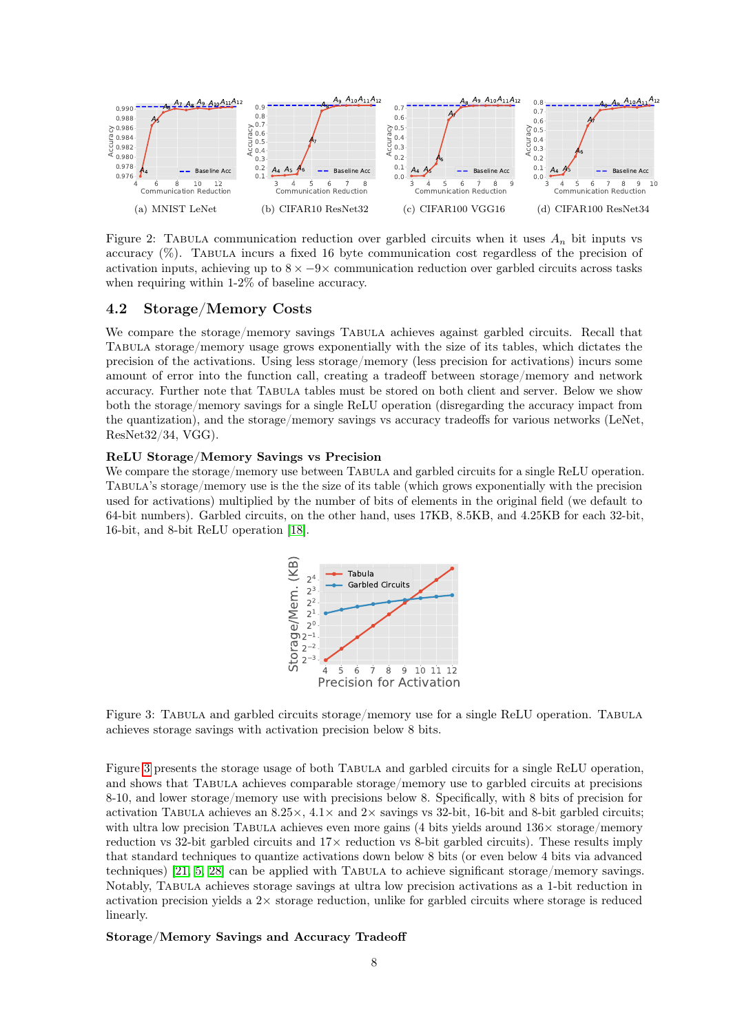(a) MNIST LeNet (b) CIFAR10 ResNet32 (c) CIFAR100 VGG16 (d) CIFAR100 ResNet34

Figure 2: TABULA communication reduction over garbled circuits when it uses $A_n$ bit inputs vs accuracy (%). TABULA incurs a fixed 16 byte communication cost regardless of the precision of activation inputs, achieving up to $8\times -9\times$ communication reduction over garbled circuits across tasks when requiring within 1-2% of baseline accuracy.

## 4.2 Storage/Memory Costs

We compare the storage/memory savings TABULA achieves against garbled circuits. Recall that TABULA storage/memory usage grows exponentially with the size of its tables, which dictates the precision of the activations. Using less storage/memory (less precision for activations) incurs some amount of error into the function call, creating a tradeoff between storage/memory and network accuracy. Further note that TABULA tables must be stored on both client and server. Below we show both the storage/memory savings for a single ReLU operation (disregarding the accuracy impact from the quantization), and the storage/memory savings vs accuracy tradeoffs for various networks (LeNet, ResNet32/34, VGG).

**ReLU Storage/Memory Savings vs Precision**

We compare the storage/memory use between TABULA and garbled circuits for a single ReLU operation. TABULA's storage/memory use is the the size of its table (which grows exponentially with the precision used for activations) multiplied by the number of bits of elements in the original field (we default to 64-bit numbers). Garbled circuits, on the other hand, uses 17KB, 8.5KB, and 4.25KB for each 32-bit, 16-bit, and 8-bit ReLU operation [18].

Figure 3: TABULA and garbled circuits storage/memory use for a single ReLU operation. TABULA achieves storage savings with activation precision below 8 bits.

Figure 3 presents the storage usage of both TABULA and garbled circuits for a single ReLU operation, and shows that TABULA achieves comparable storage/memory use to garbled circuits at precisions 8-10, and lower storage/memory use with precisions below 8. Specifically, with 8 bits of precision for activation TABULA achieves an $8.25\times$, $4.1\times$ and $2\times$ savings vs 32-bit, 16-bit and 8-bit garbled circuits; with ultra low precision TABULA achieves even more gains (4 bits yields around $136\times$ storage/memory reduction vs 32-bit garbled circuits and $17\times$ reduction vs 8-bit garbled circuits). These results imply that standard techniques to quantize activations down below 8 bits (or even below 4 bits via advanced techniques) [21, 5, 28] can be applied with TABULA to achieve significant storage/memory savings. Notably, TABULA achieves storage savings at ultra low precision activations as a 1-bit reduction in activation precision yields a $2\times$ storage reduction, unlike for garbled circuits where storage is reduced linearly.

**Storage/Memory Savings and Accuracy Tradeoff**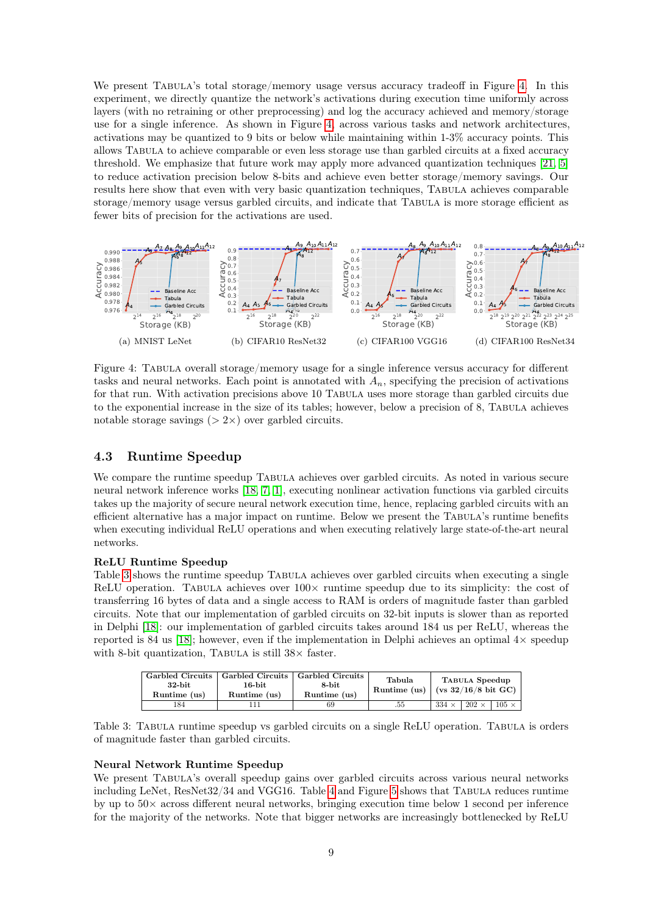We present Tabula's total storage/memory usage versus accuracy tradeoff in Figure 4. In this experiment, we directly quantize the network's activations during execution time uniformly across layers (with no retraining or other preprocessing) and log the accuracy achieved and memory/storage use for a single inference. As shown in Figure 4, across various tasks and network architectures, activations may be quantized to 9 bits or below while maintaining within 1-3% accuracy points. This allows Tabula to achieve comparable or even less storage use than garbled circuits at a fixed accuracy threshold. We emphasize that future work may apply more advanced quantization techniques [21, 5] to reduce activation precision below 8-bits and achieve even better storage/memory savings. Our results here show that even with very basic quantization techniques, Tabula achieves comparable storage/memory usage versus garbled circuits, and indicate that Tabula is more storage efficient as fewer bits of precision for the activations are used.

(a) MNIST LeNet (b) CIFAR10 ResNet32 (c) CIFAR100 VGG16 (d) CIFAR100 ResNet34

Figure 4: Tabula overall storage/memory usage for a single inference versus accuracy for different tasks and neural networks. Each point is annotated with $A_n$, specifying the precision of activations for that run. With activation precisions above 10 Tabula uses more storage than garbled circuits due to the exponential increase in the size of its tables; however, below a precision of 8, Tabula achieves notable storage savings (> 2×) over garbled circuits.

## 4.3 Runtime Speedup

We compare the runtime speedup Tabula achieves over garbled circuits. As noted in various secure neural network inference works [18, 7, 1], executing nonlinear activation functions via garbled circuits takes up the majority of secure neural network execution time, hence, replacing garbled circuits with an efficient alternative has a major impact on runtime. Below we present the Tabula's runtime benefits when executing individual ReLU operations and when executing relatively large state-of-the-art neural networks.

**ReLU Runtime Speedup**

Table 3 shows the runtime speedup Tabula achieves over garbled circuits when executing a single ReLU operation. Tabula achieves over 100× runtime speedup due to its simplicity: the cost of transferring 16 bytes of data and a single access to RAM is orders of magnitude faster than garbled circuits. Note that our implementation of garbled circuits on 32-bit inputs is slower than as reported in Delphi [18]: our implementation of garbled circuits takes around 184 us per ReLU, whereas the reported is 84 us [18]; however, even if the implementation in Delphi achieves an optimal 4× speedup with 8-bit quantization, Tabula is still 38× faster.

| Garbled Circuits 32-bit Runtime (us) | Garbled Circuits 16-bit Runtime (us) | Garbled Circuits 8-bit Runtime (us) | Tabula Runtime (us) | Tabula Speedup (vs 32/16/8 bit GC) | | |
|---|---|---|---|---|---|---|
| 184 | 111 | 69 | .55 | 334 × | 202 × | 105 × |

Table 3: Tabula runtime speedup vs garbled circuits on a single ReLU operation. Tabula is orders of magnitude faster than garbled circuits.

**Neural Network Runtime Speedup**

We present Tabula's overall speedup gains over garbled circuits across various neural networks including LeNet, ResNet32/34 and VGG16. Table 4 and Figure 5 shows that Tabula reduces runtime by up to 50× across different neural networks, bringing execution time below 1 second per inference for the majority of the networks. Note that bigger networks are increasingly bottlenecked by ReLU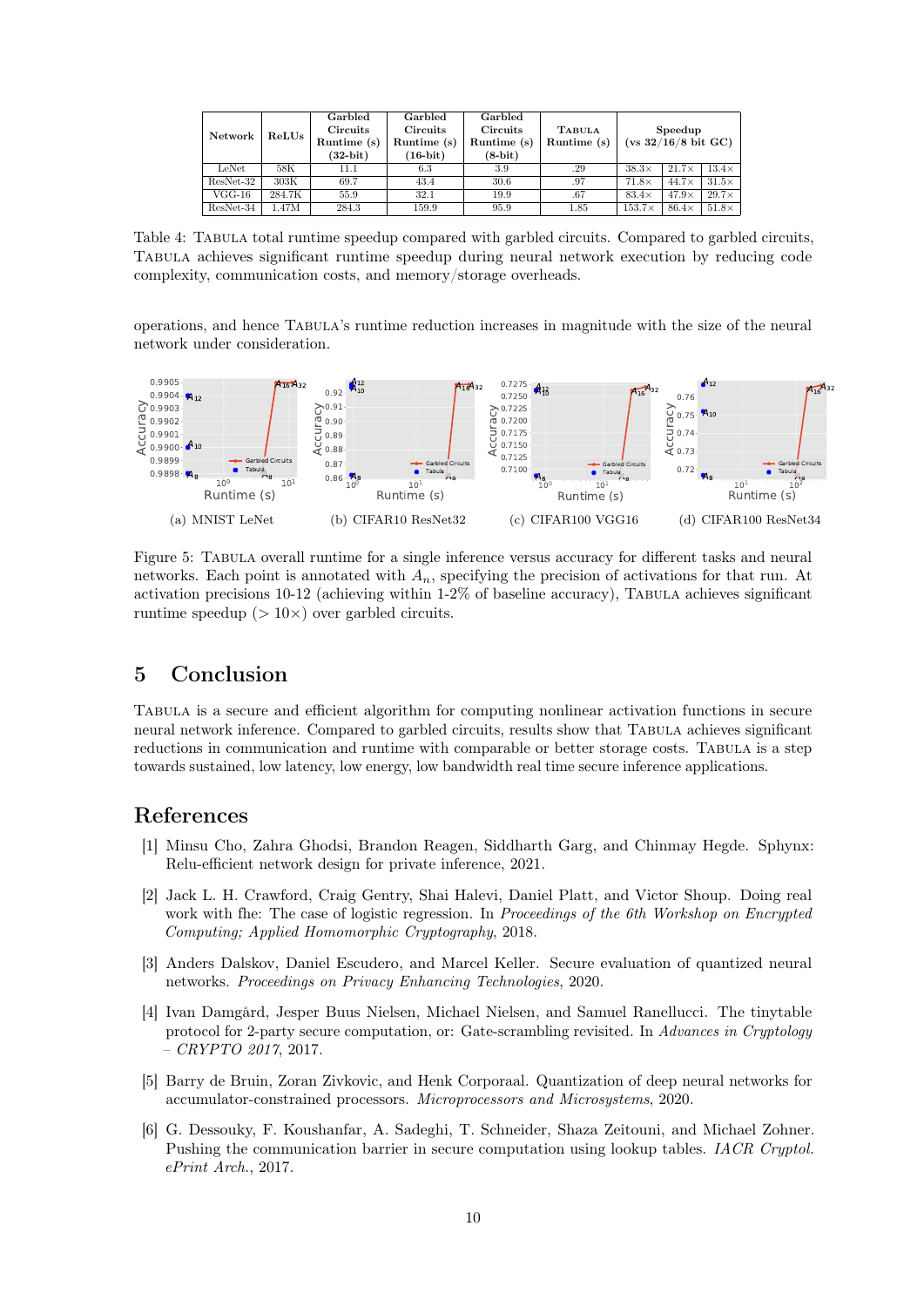| Network | ReLUs | Garbled Circuits Runtime (s) (32-bit) | Garbled Circuits Runtime (s) (16-bit) | Garbled Circuits Runtime (s) (8-bit) | TABULA Runtime (s) | Speedup (vs 32/16/8 bit GC) | | |
|---|---|---|---|---|---|---|---|---|
| LeNet | 58K | 11.1 | 6.3 | 3.9 | .29 | 38.3× | 21.7× | 13.4× |
| ResNet-32 | 303K | 69.7 | 43.4 | 30.6 | .97 | 71.8× | 44.7× | 31.5× |
| VGG-16 | 284.7K | 55.9 | 32.1 | 19.9 | .67 | 83.4× | 47.9× | 29.7× |
| ResNet-34 | 1.47M | 284.3 | 159.9 | 95.9 | 1.85 | 153.7× | 86.4× | 51.8× |

Table 4: TABULA total runtime speedup compared with garbled circuits. Compared to garbled circuits, TABULA achieves significant runtime speedup during neural network execution by reducing code complexity, communication costs, and memory/storage overheads.

operations, and hence TABULA's runtime reduction increases in magnitude with the size of the neural network under consideration.

(a) MNIST LeNet (b) CIFAR10 ResNet32 (c) CIFAR100 VGG16 (d) CIFAR100 ResNet34

Figure 5: TABULA overall runtime for a single inference versus accuracy for different tasks and neural networks. Each point is annotated with $A_n$, specifying the precision of activations for that run. At activation precisions 10-12 (achieving within 1-2% of baseline accuracy), TABULA achieves significant runtime speedup ($> 10\times$) over garbled circuits.

## 5 Conclusion

TABULA is a secure and efficient algorithm for computing nonlinear activation functions in secure neural network inference. Compared to garbled circuits, results show that TABULA achieves significant reductions in communication and runtime with comparable or better storage costs. TABULA is a step towards sustained, low latency, low energy, low bandwidth real time secure inference applications.

## References

[1] Minsu Cho, Zahra Ghodsi, Brandon Reagen, Siddharth Garg, and Chinmay Hegde. Sphynx: Relu-efficient network design for private inference, 2021.

[2] Jack L. H. Crawford, Craig Gentry, Shai Halevi, Daniel Platt, and Victor Shoup. Doing real work with fhe: The case of logistic regression. In *Proceedings of the 6th Workshop on Encrypted Computing; Applied Homomorphic Cryptography*, 2018.

[3] Anders Dalskov, Daniel Escudero, and Marcel Keller. Secure evaluation of quantized neural networks. *Proceedings on Privacy Enhancing Technologies*, 2020.

[4] Ivan Damgård, Jesper Buus Nielsen, Michael Nielsen, and Samuel Ranellucci. The tinytable protocol for 2-party secure computation, or: Gate-scrambling revisited. In *Advances in Cryptology – CRYPTO 2017*, 2017.

[5] Barry de Bruin, Zoran Zivkovic, and Henk Corporaal. Quantization of deep neural networks for accumulator-constrained processors. *Microprocessors and Microsystems*, 2020.

[6] G. Dessouky, F. Koushanfar, A. Sadeghi, T. Schneider, Shaza Zeitouni, and Michael Zohner. Pushing the communication barrier in secure computation using lookup tables. *IACR Cryptol. ePrint Arch.*, 2017.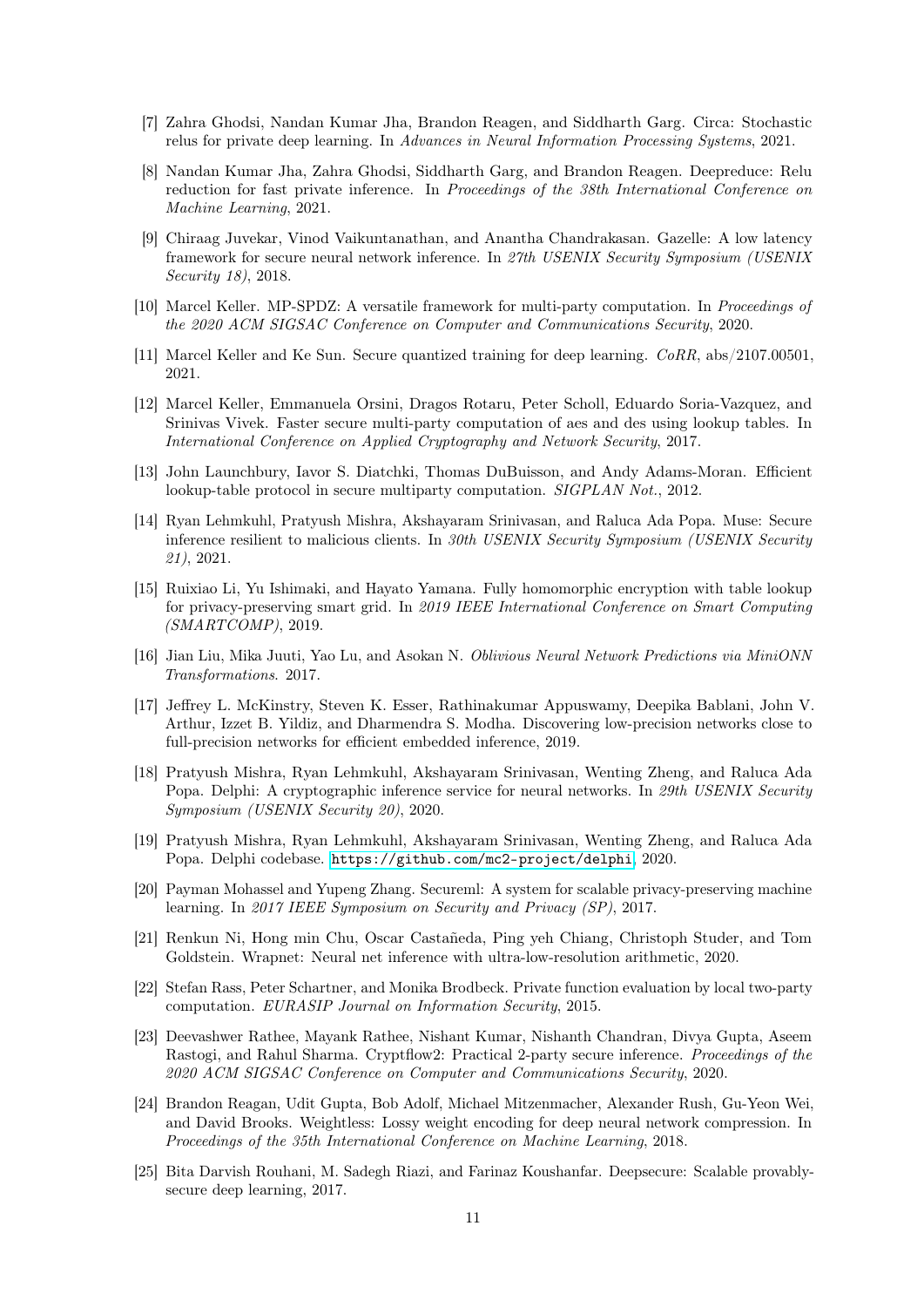[7] Zahra Ghodsi, Nandan Kumar Jha, Brandon Reagen, and Siddharth Garg. Circa: Stochastic relus for private deep learning. In *Advances in Neural Information Processing Systems*, 2021.

[8] Nandan Kumar Jha, Zahra Ghodsi, Siddharth Garg, and Brandon Reagen. Deepreduce: Relu reduction for fast private inference. In *Proceedings of the 38th International Conference on Machine Learning*, 2021.

[9] Chiraag Juvekar, Vinod Vaikuntanathan, and Anantha Chandrakasan. Gazelle: A low latency framework for secure neural network inference. In *27th USENIX Security Symposium (USENIX Security 18)*, 2018.

[10] Marcel Keller. MP-SPDZ: A versatile framework for multi-party computation. In *Proceedings of the 2020 ACM SIGSAC Conference on Computer and Communications Security*, 2020.

[11] Marcel Keller and Ke Sun. Secure quantized training for deep learning. *CoRR*, abs/2107.00501, 2021.

[12] Marcel Keller, Emmanuela Orsini, Dragos Rotaru, Peter Scholl, Eduardo Soria-Vazquez, and Srinivas Vivek. Faster secure multi-party computation of aes and des using lookup tables. In *International Conference on Applied Cryptography and Network Security*, 2017.

[13] John Launchbury, Iavor S. Diatchki, Thomas DuBuisson, and Andy Adams-Moran. Efficient lookup-table protocol in secure multiparty computation. *SIGPLAN Not.*, 2012.

[14] Ryan Lehmkuhl, Pratyush Mishra, Akshayaram Srinivasan, and Raluca Ada Popa. Muse: Secure inference resilient to malicious clients. In *30th USENIX Security Symposium (USENIX Security 21)*, 2021.

[15] Ruixiao Li, Yu Ishimaki, and Hayato Yamana. Fully homomorphic encryption with table lookup for privacy-preserving smart grid. In *2019 IEEE International Conference on Smart Computing (SMARTCOMP)*, 2019.

[16] Jian Liu, Mika Juuti, Yao Lu, and Asokan N. *Oblivious Neural Network Predictions via MiniONN Transformations*. 2017.

[17] Jeffrey L. McKinstry, Steven K. Esser, Rathinakumar Appuswamy, Deepika Bablani, John V. Arthur, Izzet B. Yildiz, and Dharmendra S. Modha. Discovering low-precision networks close to full-precision networks for efficient embedded inference, 2019.

[18] Pratyush Mishra, Ryan Lehmkuhl, Akshayaram Srinivasan, Wenting Zheng, and Raluca Ada Popa. Delphi: A cryptographic inference service for neural networks. In *29th USENIX Security Symposium (USENIX Security 20)*, 2020.

[19] Pratyush Mishra, Ryan Lehmkuhl, Akshayaram Srinivasan, Wenting Zheng, and Raluca Ada Popa. Delphi codebase. https://github.com/mc2-project/delphi, 2020.

[20] Payman Mohassel and Yupeng Zhang. Secureml: A system for scalable privacy-preserving machine learning. In *2017 IEEE Symposium on Security and Privacy (SP)*, 2017.

[21] Renkun Ni, Hong min Chu, Oscar Castañeda, Ping yeh Chiang, Christoph Studer, and Tom Goldstein. Wrapnet: Neural net inference with ultra-low-resolution arithmetic, 2020.

[22] Stefan Rass, Peter Schartner, and Monika Brodbeck. Private function evaluation by local two-party computation. *EURASIP Journal on Information Security*, 2015.

[23] Deevashwer Rathee, Mayank Rathee, Nishant Kumar, Nishanth Chandran, Divya Gupta, Aseem Rastogi, and Rahul Sharma. Cryptflow2: Practical 2-party secure inference. *Proceedings of the 2020 ACM SIGSAC Conference on Computer and Communications Security*, 2020.

[24] Brandon Reagan, Udit Gupta, Bob Adolf, Michael Mitzenmacher, Alexander Rush, Gu-Yeon Wei, and David Brooks. Weightless: Lossy weight encoding for deep neural network compression. In *Proceedings of the 35th International Conference on Machine Learning*, 2018.

[25] Bita Darvish Rouhani, M. Sadegh Riazi, and Farinaz Koushanfar. Deepsecure: Scalable provably-secure deep learning, 2017.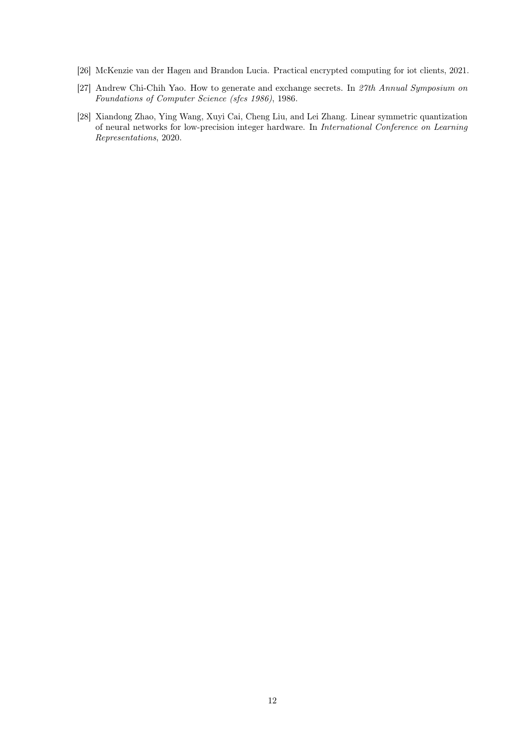[26] McKenzie van der Hagen and Brandon Lucia. Practical encrypted computing for iot clients, 2021.

[27] Andrew Chi-Chih Yao. How to generate and exchange secrets. In *27th Annual Symposium on Foundations of Computer Science (sfcs 1986)*, 1986.

[28] Xiandong Zhao, Ying Wang, Xuyi Cai, Cheng Liu, and Lei Zhang. Linear symmetric quantization of neural networks for low-precision integer hardware. In *International Conference on Learning Representations*, 2020.